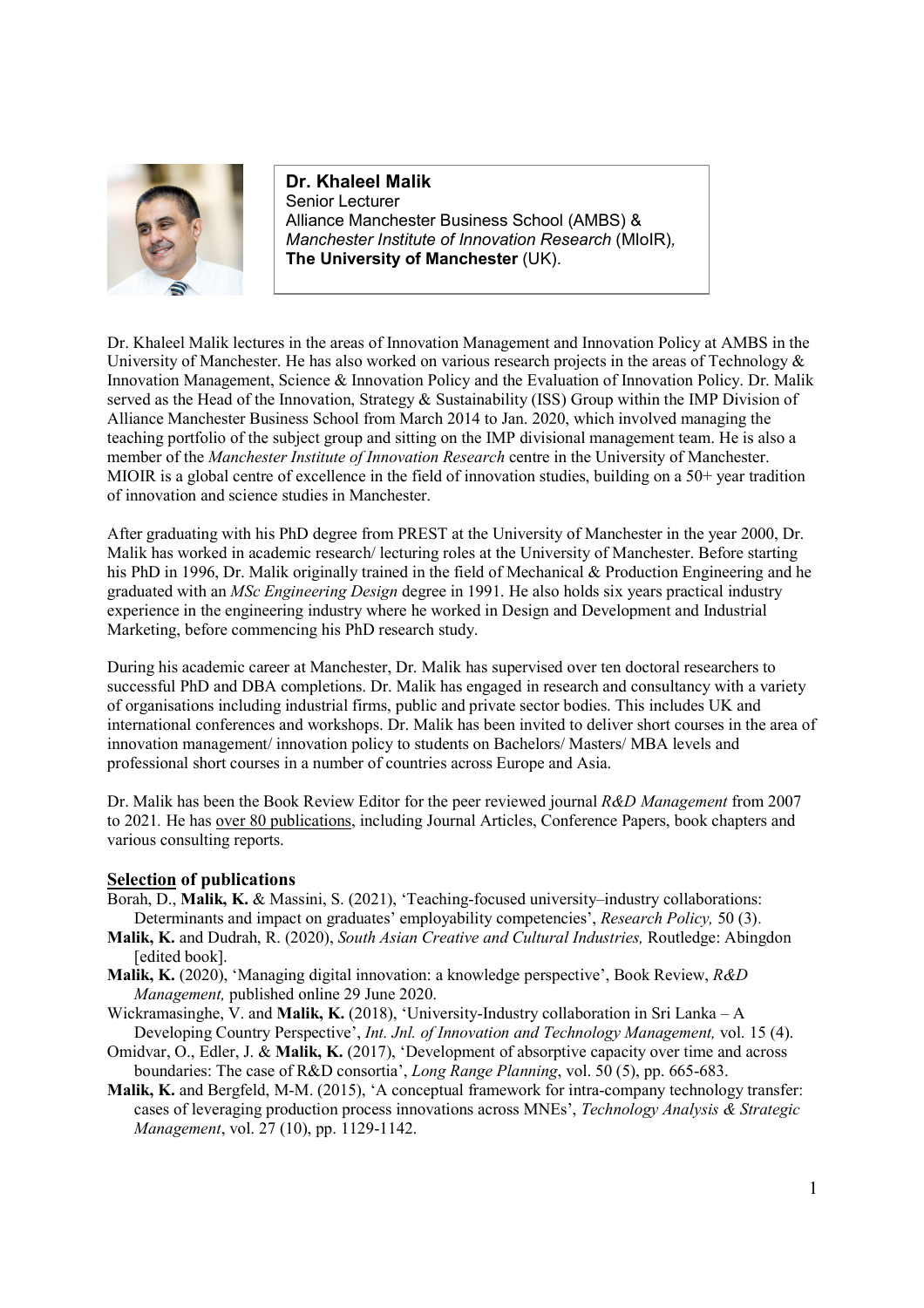**Dr. Khaleel Malik**
Senior Lecturer
Alliance Manchester Business School (AMBS) &
*Manchester Institute of Innovation Research* (MIoIR),
**The University of Manchester** (UK).

Dr. Khaleel Malik lectures in the areas of Innovation Management and Innovation Policy at AMBS in the University of Manchester. He has also worked on various research projects in the areas of Technology & Innovation Management, Science & Innovation Policy and the Evaluation of Innovation Policy. Dr. Malik served as the Head of the Innovation, Strategy & Sustainability (ISS) Group within the IMP Division of Alliance Manchester Business School from March 2014 to Jan. 2020, which involved managing the teaching portfolio of the subject group and sitting on the IMP divisional management team. He is also a member of the *Manchester Institute of Innovation Research* centre in the University of Manchester. MIOIR is a global centre of excellence in the field of innovation studies, building on a 50+ year tradition of innovation and science studies in Manchester.

After graduating with his PhD degree from PREST at the University of Manchester in the year 2000, Dr. Malik has worked in academic research/ lecturing roles at the University of Manchester. Before starting his PhD in 1996, Dr. Malik originally trained in the field of Mechanical & Production Engineering and he graduated with an *MSc Engineering Design* degree in 1991. He also holds six years practical industry experience in the engineering industry where he worked in Design and Development and Industrial Marketing, before commencing his PhD research study.

During his academic career at Manchester, Dr. Malik has supervised over ten doctoral researchers to successful PhD and DBA completions. Dr. Malik has engaged in research and consultancy with a variety of organisations including industrial firms, public and private sector bodies. This includes UK and international conferences and workshops. Dr. Malik has been invited to deliver short courses in the area of innovation management/ innovation policy to students on Bachelors/ Masters/ MBA levels and professional short courses in a number of countries across Europe and Asia.

Dr. Malik has been the Book Review Editor for the peer reviewed journal *R&D Management* from 2007 to 2021. He has over 80 publications, including Journal Articles, Conference Papers, book chapters and various consulting reports.

## Selection of publications

Borah, D., **Malik, K.** & Massini, S. (2021), 'Teaching-focused university–industry collaborations: Determinants and impact on graduates' employability competencies', *Research Policy,* 50 (3).

**Malik, K.** and Dudrah, R. (2020), *South Asian Creative and Cultural Industries,* Routledge: Abingdon [edited book].

**Malik, K.** (2020), 'Managing digital innovation: a knowledge perspective', Book Review, *R&D Management,* published online 29 June 2020.

Wickramasinghe, V. and **Malik, K.** (2018), 'University-Industry collaboration in Sri Lanka – A Developing Country Perspective', *Int. Jnl. of Innovation and Technology Management,* vol. 15 (4).

Omidvar, O., Edler, J. & **Malik, K.** (2017), 'Development of absorptive capacity over time and across boundaries: The case of R&D consortia', *Long Range Planning*, vol. 50 (5), pp. 665-683.

**Malik, K.** and Bergfeld, M-M. (2015), 'A conceptual framework for intra-company technology transfer: cases of leveraging production process innovations across MNEs', *Technology Analysis & Strategic Management*, vol. 27 (10), pp. 1129-1142.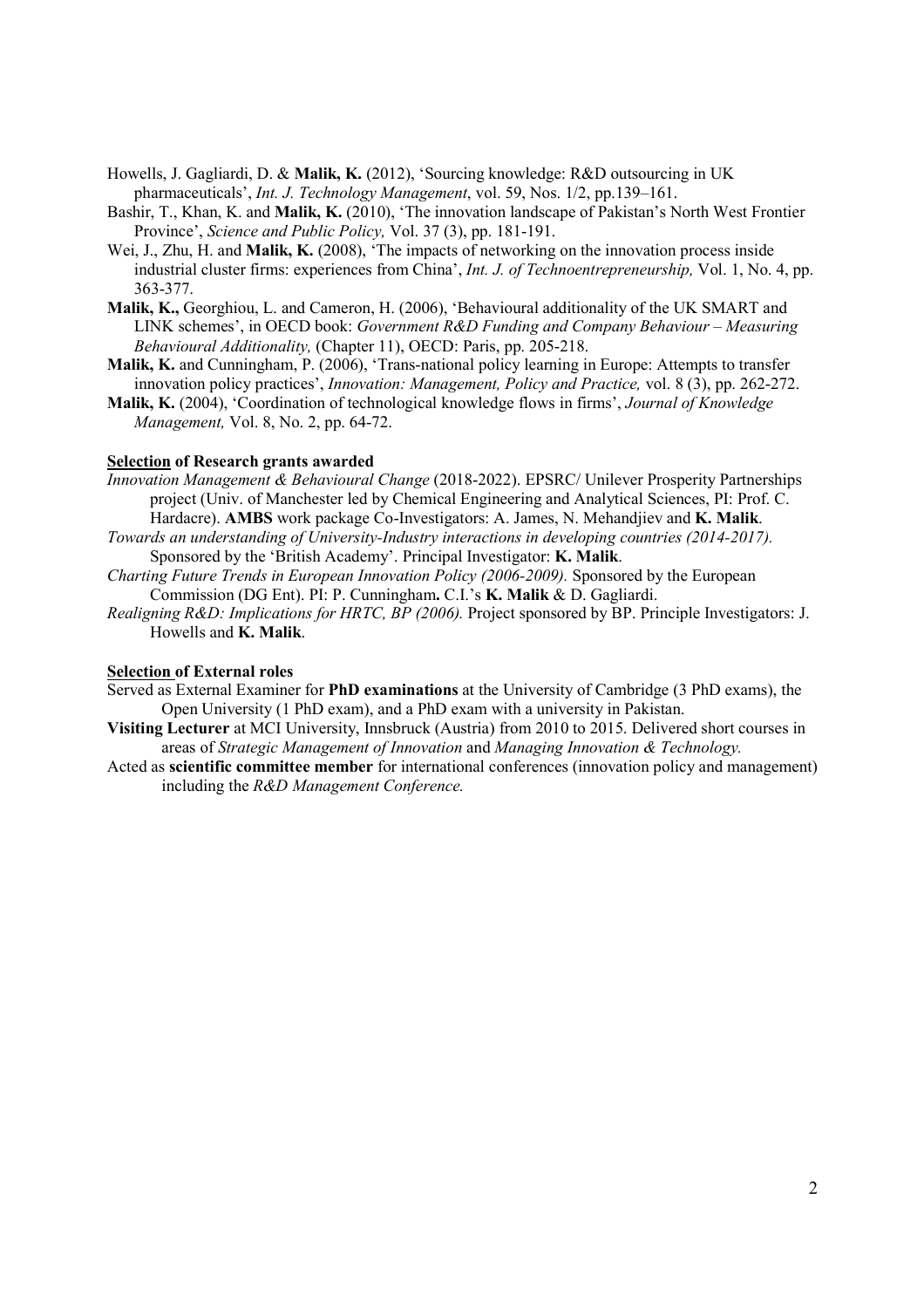Howells, J. Gagliardi, D. & **Malik, K.** (2012), 'Sourcing knowledge: R&D outsourcing in UK pharmaceuticals', *Int. J. Technology Management*, vol. 59, Nos. 1/2, pp.139–161.

Bashir, T., Khan, K. and **Malik, K.** (2010), 'The innovation landscape of Pakistan's North West Frontier Province', *Science and Public Policy,* Vol. 37 (3), pp. 181-191.

Wei, J., Zhu, H. and **Malik, K.** (2008), 'The impacts of networking on the innovation process inside industrial cluster firms: experiences from China', *Int. J. of Technoentrepreneurship,* Vol. 1, No. 4, pp. 363-377.

**Malik, K.,** Georghiou, L. and Cameron, H. (2006), 'Behavioural additionality of the UK SMART and LINK schemes', in OECD book: *Government R&D Funding and Company Behaviour – Measuring Behavioural Additionality,* (Chapter 11), OECD: Paris, pp. 205-218.

**Malik, K.** and Cunningham, P. (2006), 'Trans-national policy learning in Europe: Attempts to transfer innovation policy practices', *Innovation: Management, Policy and Practice,* vol. 8 (3), pp. 262-272.

**Malik, K.** (2004), 'Coordination of technological knowledge flows in firms', *Journal of Knowledge Management,* Vol. 8, No. 2, pp. 64-72.

**Selection of Research grants awarded**

*Innovation Management & Behavioural Change* (2018-2022). EPSRC/ Unilever Prosperity Partnerships project (Univ. of Manchester led by Chemical Engineering and Analytical Sciences, PI: Prof. C. Hardacre). **AMBS** work package Co-Investigators: A. James, N. Mehandjiev and **K. Malik**.

*Towards an understanding of University-Industry interactions in developing countries (2014-2017).* Sponsored by the 'British Academy'. Principal Investigator: **K. Malik**.

*Charting Future Trends in European Innovation Policy (2006-2009).* Sponsored by the European Commission (DG Ent). PI: P. Cunningham**.** C.I.'s **K. Malik** & D. Gagliardi.

*Realigning R&D: Implications for HRTC, BP (2006).* Project sponsored by BP. Principle Investigators: J. Howells and **K. Malik**.

**Selection of External roles**

Served as External Examiner for **PhD examinations** at the University of Cambridge (3 PhD exams), the Open University (1 PhD exam), and a PhD exam with a university in Pakistan.

**Visiting Lecturer** at MCI University, Innsbruck (Austria) from 2010 to 2015. Delivered short courses in areas of *Strategic Management of Innovation* and *Managing Innovation & Technology.*

Acted as **scientific committee member** for international conferences (innovation policy and management) including the *R&D Management Conference.*